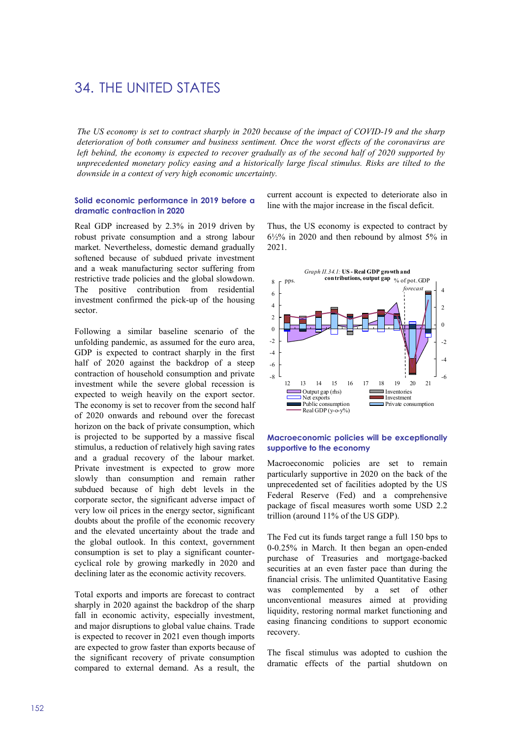# 34. THE UNITED STATES

*The US economy is set to contract sharply in 2020 because of the impact of COVID-19 and the sharp deterioration of both consumer and business sentiment. Once the worst effects of the coronavirus are left behind, the economy is expected to recover gradually as of the second half of 2020 supported by unprecedented monetary policy easing and a historically large fiscal stimulus. Risks are tilted to the downside in a context of very high economic uncertainty.*

### Solid economic performance in 2019 before a dramatic contraction in 2020

Real GDP increased by 2.3% in 2019 driven by robust private consumption and a strong labour market. Nevertheless, domestic demand gradually softened because of subdued private investment and a weak manufacturing sector suffering from restrictive trade policies and the global slowdown. The positive contribution from residential investment confirmed the pick-up of the housing sector.

Following a similar baseline scenario of the unfolding pandemic, as assumed for the euro area, GDP is expected to contract sharply in the first half of 2020 against the backdrop of a steep contraction of household consumption and private investment while the severe global recession is expected to weigh heavily on the export sector. The economy is set to recover from the second half of 2020 onwards and rebound over the forecast horizon on the back of private consumption, which is projected to be supported by a massive fiscal stimulus, a reduction of relatively high saving rates and a gradual recovery of the labour market. Private investment is expected to grow more slowly than consumption and remain rather subdued because of high debt levels in the corporate sector, the significant adverse impact of very low oil prices in the energy sector, significant doubts about the profile of the economic recovery and the elevated uncertainty about the trade and the global outlook. In this context, government consumption is set to play a significant counter-cyclical role by growing markedly in 2020 and declining later as the economic activity recovers.

Total exports and imports are forecast to contract sharply in 2020 against the backdrop of the sharp fall in economic activity, especially investment, and major disruptions to global value chains. Trade is expected to recover in 2021 even though imports are expected to grow faster than exports because of the significant recovery of private consumption compared to external demand. As a result, the current account is expected to deteriorate also in line with the major increase in the fiscal deficit.

Thus, the US economy is expected to contract by 6½% in 2020 and then rebound by almost 5% in 2021.

*Graph II.34.1:* **US - Real GDP growth and contributions, output gap**

### Macroeconomic policies will be exceptionally supportive to the economy

Macroeconomic policies are set to remain particularly supportive in 2020 on the back of the unprecedented set of facilities adopted by the US Federal Reserve (Fed) and a comprehensive package of fiscal measures worth some USD 2.2 trillion (around 11% of the US GDP).

The Fed cut its funds target range a full 150 bps to 0-0.25% in March. It then began an open-ended purchase of Treasuries and mortgage-backed securities at an even faster pace than during the financial crisis. The unlimited Quantitative Easing was complemented by a set of other unconventional measures aimed at providing liquidity, restoring normal market functioning and easing financing conditions to support economic recovery.

The fiscal stimulus was adopted to cushion the dramatic effects of the partial shutdown on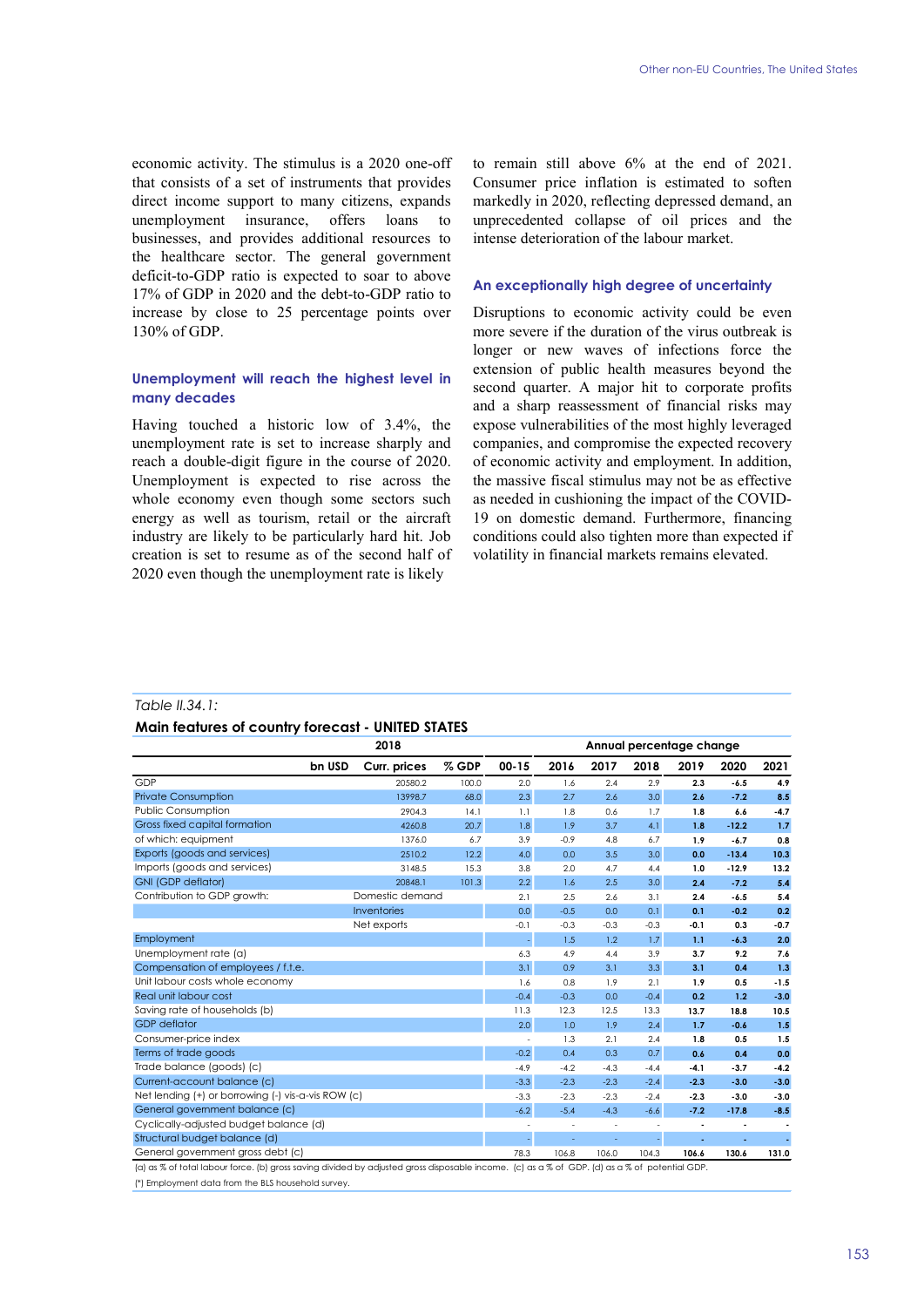economic activity. The stimulus is a 2020 one-off that consists of a set of instruments that provides direct income support to many citizens, expands unemployment insurance, offers loans to businesses, and provides additional resources to the healthcare sector. The general government deficit-to-GDP ratio is expected to soar to above 17% of GDP in 2020 and the debt-to-GDP ratio to increase by close to 25 percentage points over 130% of GDP.

### Unemployment will reach the highest level in many decades

Having touched a historic low of 3.4%, the unemployment rate is set to increase sharply and reach a double-digit figure in the course of 2020. Unemployment is expected to rise across the whole economy even though some sectors such energy as well as tourism, retail or the aircraft industry are likely to be particularly hard hit. Job creation is set to resume as of the second half of 2020 even though the unemployment rate is likely to remain still above 6% at the end of 2021. Consumer price inflation is estimated to soften markedly in 2020, reflecting depressed demand, an unprecedented collapse of oil prices and the intense deterioration of the labour market.

### An exceptionally high degree of uncertainty

Disruptions to economic activity could be even more severe if the duration of the virus outbreak is longer or new waves of infections force the extension of public health measures beyond the second quarter. A major hit to corporate profits and a sharp reassessment of financial risks may expose vulnerabilities of the most highly leveraged companies, and compromise the expected recovery of economic activity and employment. In addition, the massive fiscal stimulus may not be as effective as needed in cushioning the impact of the COVID-19 on domestic demand. Furthermore, financing conditions could also tighten more than expected if volatility in financial markets remains elevated.

*Table II.34.1:*

**Main features of country forecast - UNITED STATES**

| | 2018 | | | Annual percentage change | | | | | | |
|---|---|---|---|---|---|---|---|---|---|---|
| bn USD | Curr. prices | % GDP | 00-15 | 2016 | 2017 | 2018 | 2019 | 2020 | 2021 |
| GDP | 20580.2 | 100.0 | 2.0 | 1.6 | 2.4 | 2.9 | **2.3** | **-6.5** | **4.9** |
| Private Consumption | 13998.7 | 68.0 | 2.3 | 2.7 | 2.6 | 3.0 | **2.6** | **-7.2** | **8.5** |
| Public Consumption | 2904.3 | 14.1 | 1.1 | 1.8 | 0.6 | 1.7 | **1.8** | **6.6** | **-4.7** |
| Gross fixed capital formation | 4260.8 | 20.7 | 1.8 | 1.9 | 3.7 | 4.1 | **1.8** | **-12.2** | **1.7** |
| of which: equipment | 1376.0 | 6.7 | 3.9 | -0.9 | 4.8 | 6.7 | **1.9** | **-6.7** | **0.8** |
| Exports (goods and services) | 2510.2 | 12.2 | 4.0 | 0.0 | 3.5 | 3.0 | **0.0** | **-13.4** | **10.3** |
| Imports (goods and services) | 3148.5 | 15.3 | 3.8 | 2.0 | 4.7 | 4.4 | **1.0** | **-12.9** | **13.2** |
| GNI (GDP deflator) | 20848.1 | 101.3 | 2.2 | 1.6 | 2.5 | 3.0 | **2.4** | **-7.2** | **5.4** |
| Contribution to GDP growth: | Domestic demand | | 2.1 | 2.5 | 2.6 | 3.1 | **2.4** | **-6.5** | **5.4** |
| | Inventories | | 0.0 | -0.5 | 0.0 | 0.1 | **0.1** | **-0.2** | **0.2** |
| | Net exports | | -0.1 | -0.3 | -0.3 | -0.3 | **-0.1** | **0.3** | **-0.7** |
| Employment | | | - | 1.5 | 1.2 | 1.7 | **1.1** | **-6.3** | **2.0** |
| Unemployment rate (a) | | | 6.3 | 4.9 | 4.4 | 3.9 | **3.7** | **9.2** | **7.6** |
| Compensation of employees / f.t.e. | | | 3.1 | 0.9 | 3.1 | 3.3 | **3.1** | **0.4** | **1.3** |
| Unit labour costs whole economy | | | 1.6 | 0.8 | 1.9 | 2.1 | **1.9** | **0.5** | **-1.5** |
| Real unit labour cost | | | -0.4 | -0.3 | 0.0 | -0.4 | **0.2** | **1.2** | **-3.0** |
| Saving rate of households (b) | | | 11.3 | 12.3 | 12.5 | 13.3 | **13.7** | **18.8** | **10.5** |
| GDP deflator | | | 2.0 | 1.0 | 1.9 | 2.4 | **1.7** | **-0.6** | **1.5** |
| Consumer-price index | | | - | 1.3 | 2.1 | 2.4 | **1.8** | **0.5** | **1.5** |
| Terms of trade goods | | | -0.2 | 0.4 | 0.3 | 0.7 | **0.6** | **0.4** | **0.0** |
| Trade balance (goods) (c) | | | -4.9 | -4.2 | -4.3 | -4.4 | **-4.1** | **-3.7** | **-4.2** |
| Current-account balance (c) | | | -3.3 | -2.3 | -2.3 | -2.4 | **-2.3** | **-3.0** | **-3.0** |
| Net lending (+) or borrowing (-) vis-a-vis ROW (c) | | | -3.3 | -2.3 | -2.3 | -2.4 | **-2.3** | **-3.0** | **-3.0** |
| General government balance (c) | | | -6.2 | -5.4 | -4.3 | -6.6 | **-7.2** | **-17.8** | **-8.5** |
| Cyclically-adjusted budget balance (d) | | | - | - | - | - | **-** | **-** | **-** |
| Structural budget balance (d) | | | - | - | - | - | **-** | **-** | **-** |
| General government gross debt (c) | | | 78.3 | 106.8 | 106.0 | 104.3 | **106.6** | **130.6** | **131.0** |

(a) as % of total labour force. (b) gross saving divided by adjusted gross disposable income. (c) as a % of GDP. (d) as a % of potential GDP.

(*) Employment data from the BLS household survey.